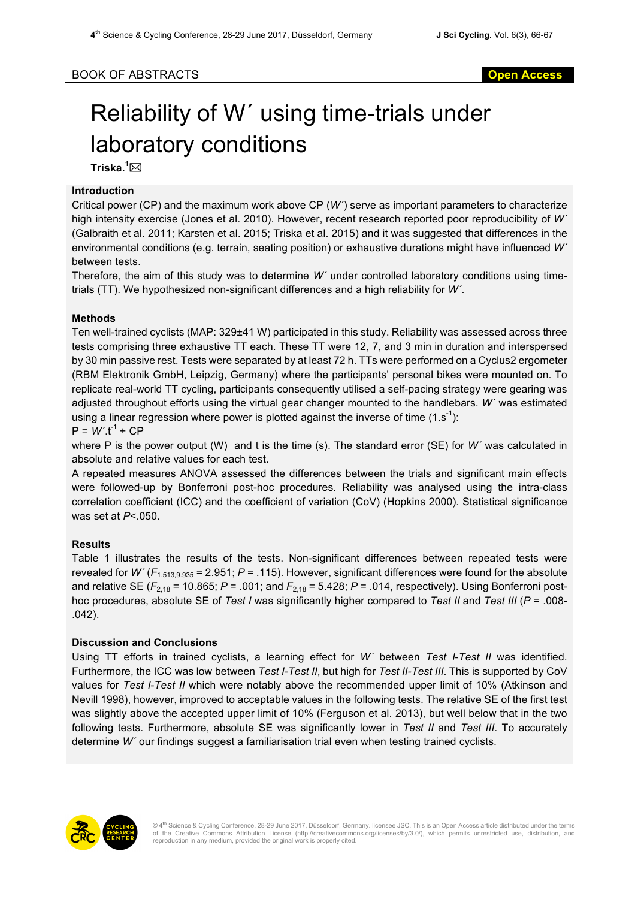BOOK OF ABSTRACTS

# Reliability of W´ using time-trials under laboratory conditions

**Triska.**[1]✉

## Introduction

Critical power (CP) and the maximum work above CP (*W´*) serve as important parameters to characterize high intensity exercise (Jones et al. 2010). However, recent research reported poor reproducibility of *W´* (Galbraith et al. 2011; Karsten et al. 2015; Triska et al. 2015) and it was suggested that differences in the environmental conditions (e.g. terrain, seating position) or exhaustive durations might have influenced *W´* between tests.

Therefore, the aim of this study was to determine *W´* under controlled laboratory conditions using time-trials (TT). We hypothesized non-significant differences and a high reliability for *W´*.

## Methods

Ten well-trained cyclists (MAP: 329±41 W) participated in this study. Reliability was assessed across three tests comprising three exhaustive TT each. These TT were 12, 7, and 3 min in duration and interspersed by 30 min passive rest. Tests were separated by at least 72 h. TTs were performed on a Cyclus2 ergometer (RBM Elektronik GmbH, Leipzig, Germany) where the participants' personal bikes were mounted on. To replicate real-world TT cycling, participants consequently utilised a self-pacing strategy were gearing was adjusted throughout efforts using the virtual gear changer mounted to the handlebars. *W´* was estimated using a linear regression where power is plotted against the inverse of time ($1.s^{-1}$):

$$P = W´.t^{-1} + CP$$

where P is the power output (W) and t is the time (s). The standard error (SE) for *W´* was calculated in absolute and relative values for each test.

A repeated measures ANOVA assessed the differences between the trials and significant main effects were followed-up by Bonferroni post-hoc procedures. Reliability was analysed using the intra-class correlation coefficient (ICC) and the coefficient of variation (CoV) (Hopkins 2000). Statistical significance was set at $P<.050$.

## Results

Table 1 illustrates the results of the tests. Non-significant differences between repeated tests were revealed for *W´* ($F_{1.513,9.935} = 2.951$; $P = .115$). However, significant differences were found for the absolute and relative SE ($F_{2,18} = 10.865$; $P = .001$; and $F_{2,18} = 5.428$; $P = .014$, respectively). Using Bonferroni post-hoc procedures, absolute SE of *Test I* was significantly higher compared to *Test II* and *Test III* ($P = .008$-$.042$).

## Discussion and Conclusions

Using TT efforts in trained cyclists, a learning effect for *W´* between *Test I-Test II* was identified. Furthermore, the ICC was low between *Test I-Test II*, but high for *Test II-Test III*. This is supported by CoV values for *Test I-Test II* which were notably above the recommended upper limit of 10% (Atkinson and Nevill 1998), however, improved to acceptable values in the following tests. The relative SE of the first test was slightly above the accepted upper limit of 10% (Ferguson et al. 2013), but well below that in the two following tests. Furthermore, absolute SE was significantly lower in *Test II* and *Test III*. To accurately determine *W´* our findings suggest a familiarisation trial even when testing trained cyclists.

© 4th Science & Cycling Conference, 28-29 June 2017, Düsseldorf, Germany. licensee JSC. This is an Open Access article distributed under the terms of the Creative Commons Attribution License (http://creativecommons.org/licenses/by/3.0/), which permits unrestricted use, distribution, and reproduction in any medium, provided the original work is properly cited.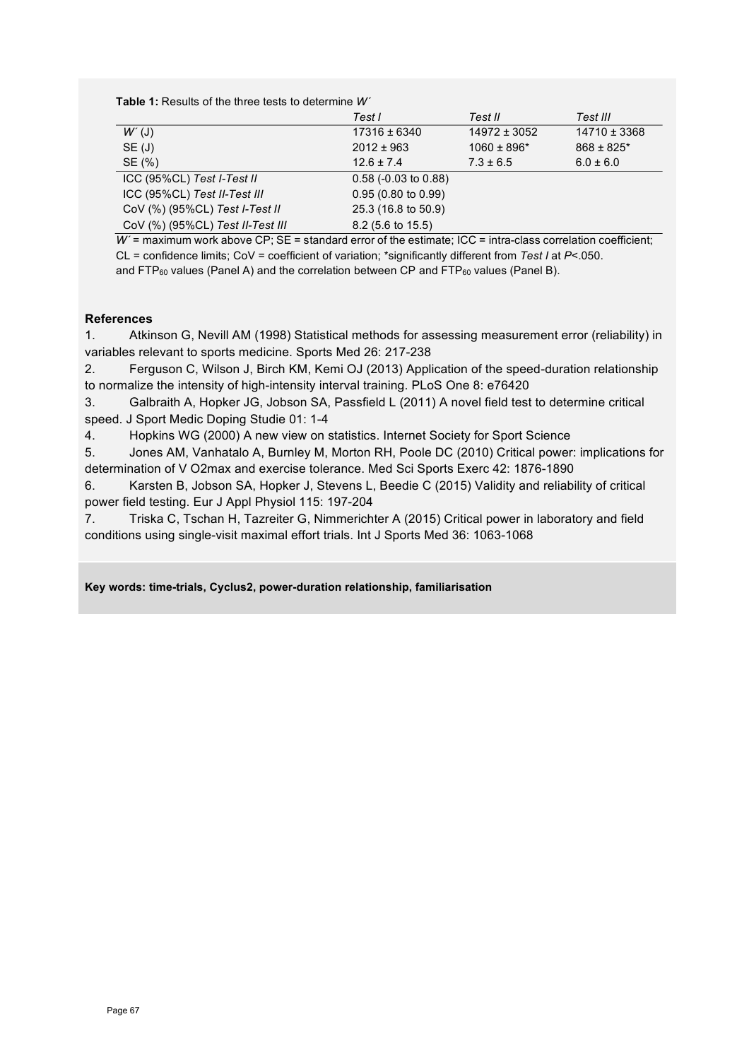**Table 1:** Results of the three tests to determine *W´*

| | *Test I* | *Test II* | *Test III* |
|---|---|---|---|
| *W´* (J) | 17316 ± 6340 | 14972 ± 3052 | 14710 ± 3368 |
| SE (J) | 2012 ± 963 | 1060 ± 896* | 868 ± 825* |
| SE (%) | 12.6 ± 7.4 | 7.3 ± 6.5 | 6.0 ± 6.0 |
| ICC (95%CL) *Test I-Test II* | 0.58 (-0.03 to 0.88) | | |
| ICC (95%CL) *Test II-Test III* | 0.95 (0.80 to 0.99) | | |
| CoV (%) (95%CL) *Test I-Test II* | 25.3 (16.8 to 50.9) | | |
| CoV (%) (95%CL) *Test II-Test III* | 8.2 (5.6 to 15.5) | | |

*W´* = maximum work above CP; SE = standard error of the estimate; ICC = intra-class correlation coefficient; CL = confidence limits; CoV = coefficient of variation; *significantly different from *Test I* at *P*<.050.
and $FTP_{60}$ values (Panel A) and the correlation between CP and $FTP_{60}$ values (Panel B).

### References

1. Atkinson G, Nevill AM (1998) Statistical methods for assessing measurement error (reliability) in variables relevant to sports medicine. Sports Med 26: 217-238
2. Ferguson C, Wilson J, Birch KM, Kemi OJ (2013) Application of the speed-duration relationship to normalize the intensity of high-intensity interval training. PLoS One 8: e76420
3. Galbraith A, Hopker JG, Jobson SA, Passfield L (2011) A novel field test to determine critical speed. J Sport Medic Doping Studie 01: 1-4
4. Hopkins WG (2000) A new view on statistics. Internet Society for Sport Science
5. Jones AM, Vanhatalo A, Burnley M, Morton RH, Poole DC (2010) Critical power: implications for determination of V O2max and exercise tolerance. Med Sci Sports Exerc 42: 1876-1890
6. Karsten B, Jobson SA, Hopker J, Stevens L, Beedie C (2015) Validity and reliability of critical power field testing. Eur J Appl Physiol 115: 197-204
7. Triska C, Tschan H, Tazreiter G, Nimmerichter A (2015) Critical power in laboratory and field conditions using single-visit maximal effort trials. Int J Sports Med 36: 1063-1068

**Key words: time-trials, Cyclus2, power-duration relationship, familiarisation**